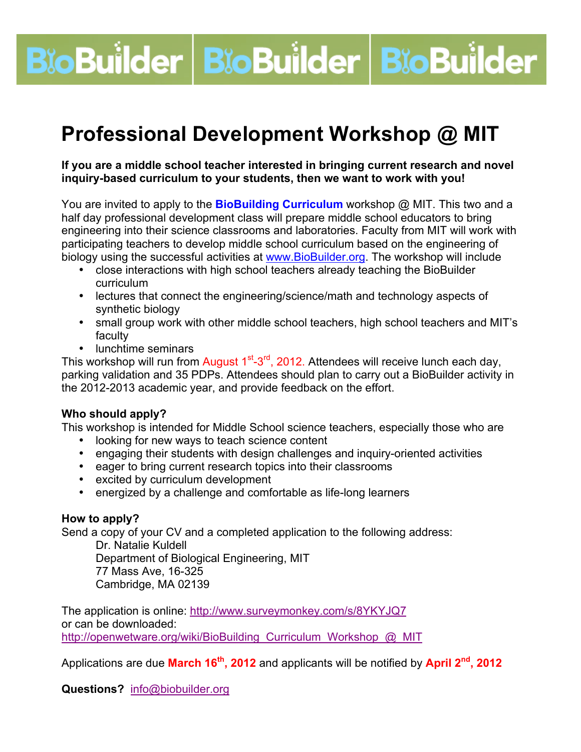# Professional Development Workshop @ MIT

**If you are a middle school teacher interested in bringing current research and novel inquiry-based curriculum to your students, then we want to work with you!**

You are invited to apply to the **BioBuilding Curriculum** workshop @ MIT. This two and a half day professional development class will prepare middle school educators to bring engineering into their science classrooms and laboratories. Faculty from MIT will work with participating teachers to develop middle school curriculum based on the engineering of biology using the successful activities at www.BioBuilder.org. The workshop will include

- close interactions with high school teachers already teaching the BioBuilder curriculum
- lectures that connect the engineering/science/math and technology aspects of synthetic biology
- small group work with other middle school teachers, high school teachers and MIT's faculty
- lunchtime seminars

This workshop will run from August 1st-3rd, 2012. Attendees will receive lunch each day, parking validation and 35 PDPs. Attendees should plan to carry out a BioBuilder activity in the 2012-2013 academic year, and provide feedback on the effort.

**Who should apply?**

This workshop is intended for Middle School science teachers, especially those who are

- looking for new ways to teach science content
- engaging their students with design challenges and inquiry-oriented activities
- eager to bring current research topics into their classrooms
- excited by curriculum development
- energized by a challenge and comfortable as life-long learners

**How to apply?**

Send a copy of your CV and a completed application to the following address:

Dr. Natalie Kuldell
Department of Biological Engineering, MIT
77 Mass Ave, 16-325
Cambridge, MA 02139

The application is online: http://www.surveymonkey.com/s/8YKYJQ7
or can be downloaded:
http://openwetware.org/wiki/BioBuilding_Curriculum_Workshop_@_MIT

Applications are due **March 16th, 2012** and applicants will be notified by **April 2nd, 2012**

**Questions?** info@biobuilder.org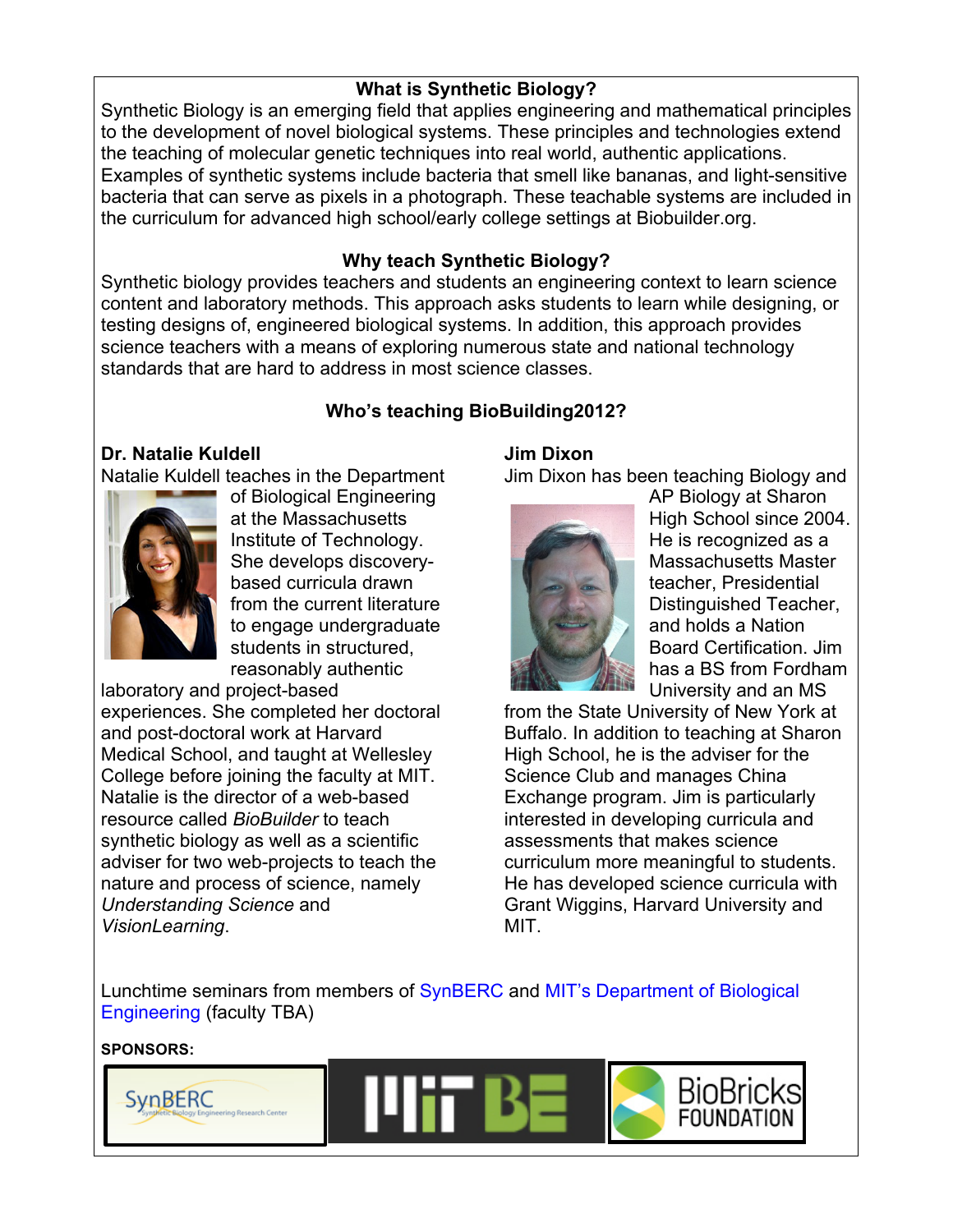## What is Synthetic Biology?

Synthetic Biology is an emerging field that applies engineering and mathematical principles to the development of novel biological systems. These principles and technologies extend the teaching of molecular genetic techniques into real world, authentic applications. Examples of synthetic systems include bacteria that smell like bananas, and light-sensitive bacteria that can serve as pixels in a photograph. These teachable systems are included in the curriculum for advanced high school/early college settings at Biobuilder.org.

## Why teach Synthetic Biology?

Synthetic biology provides teachers and students an engineering context to learn science content and laboratory methods. This approach asks students to learn while designing, or testing designs of, engineered biological systems. In addition, this approach provides science teachers with a means of exploring numerous state and national technology standards that are hard to address in most science classes.

## Who's teaching BioBuilding2012?

### Dr. Natalie Kuldell

Natalie Kuldell teaches in the Department of Biological Engineering at the Massachusetts Institute of Technology. She develops discovery-based curricula drawn from the current literature to engage undergraduate students in structured, reasonably authentic laboratory and project-based experiences. She completed her doctoral and post-doctoral work at Harvard Medical School, and taught at Wellesley College before joining the faculty at MIT. Natalie is the director of a web-based resource called *BioBuilder* to teach synthetic biology as well as a scientific adviser for two web-projects to teach the nature and process of science, namely *Understanding Science* and *VisionLearning*.

### Jim Dixon

Jim Dixon has been teaching Biology and AP Biology at Sharon High School since 2004. He is recognized as a Massachusetts Master teacher, Presidential Distinguished Teacher, and holds a Nation Board Certification. Jim has a BS from Fordham University and an MS from the State University of New York at Buffalo. In addition to teaching at Sharon High School, he is the adviser for the Science Club and manages China Exchange program. Jim is particularly interested in developing curricula and assessments that makes science curriculum more meaningful to students. He has developed science curricula with Grant Wiggins, Harvard University and MIT.

Lunchtime seminars from members of SynBERC and MIT's Department of Biological Engineering (faculty TBA)

**SPONSORS:**

SynBERC Synthetic Biology Engineering Research Center

MIT BE

BioBricks FOUNDATION